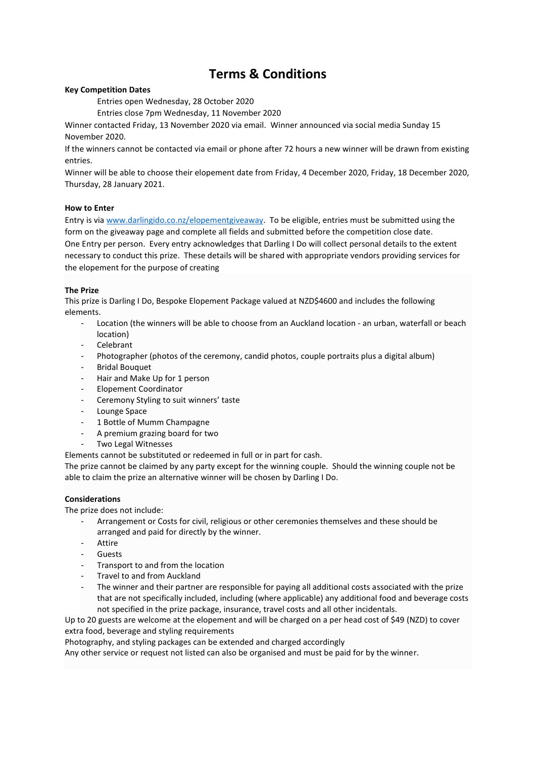# Terms & Conditions

**Key Competition Dates**

Entries open Wednesday, 28 October 2020

Entries close 7pm Wednesday, 11 November 2020

Winner contacted Friday, 13 November 2020 via email. Winner announced via social media Sunday 15 November 2020.

If the winners cannot be contacted via email or phone after 72 hours a new winner will be drawn from existing entries.

Winner will be able to choose their elopement date from Friday, 4 December 2020, Friday, 18 December 2020, Thursday, 28 January 2021.

**How to Enter**

Entry is via [www.darlingido.co.nz/elopementgiveaway](www.darlingido.co.nz/elopementgiveaway). To be eligible, entries must be submitted using the form on the giveaway page and complete all fields and submitted before the competition close date.

One Entry per person. Every entry acknowledges that Darling I Do will collect personal details to the extent necessary to conduct this prize. These details will be shared with appropriate vendors providing services for the elopement for the purpose of creating

**The Prize**

This prize is Darling I Do, Bespoke Elopement Package valued at NZD$4600 and includes the following elements.

- Location (the winners will be able to choose from an Auckland location - an urban, waterfall or beach location)
- Celebrant
- Photographer (photos of the ceremony, candid photos, couple portraits plus a digital album)
- Bridal Bouquet
- Hair and Make Up for 1 person
- Elopement Coordinator
- Ceremony Styling to suit winners' taste
- Lounge Space
- 1 Bottle of Mumm Champagne
- A premium grazing board for two
- Two Legal Witnesses

Elements cannot be substituted or redeemed in full or in part for cash.

The prize cannot be claimed by any party except for the winning couple. Should the winning couple not be able to claim the prize an alternative winner will be chosen by Darling I Do.

**Considerations**

The prize does not include:

- Arrangement or Costs for civil, religious or other ceremonies themselves and these should be arranged and paid for directly by the winner.
- Attire
- Guests
- Transport to and from the location
- Travel to and from Auckland
- The winner and their partner are responsible for paying all additional costs associated with the prize that are not specifically included, including (where applicable) any additional food and beverage costs not specified in the prize package, insurance, travel costs and all other incidentals.

Up to 20 guests are welcome at the elopement and will be charged on a per head cost of $49 (NZD) to cover extra food, beverage and styling requirements

Photography, and styling packages can be extended and charged accordingly

Any other service or request not listed can also be organised and must be paid for by the winner.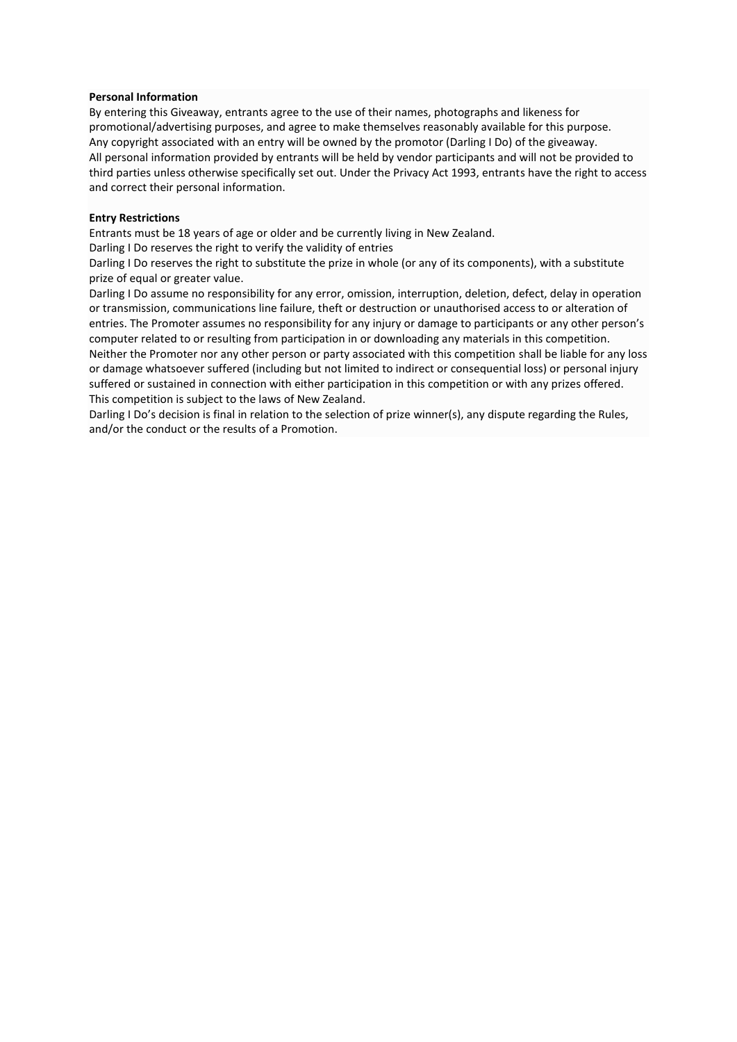**Personal Information**

By entering this Giveaway, entrants agree to the use of their names, photographs and likeness for promotional/advertising purposes, and agree to make themselves reasonably available for this purpose.
Any copyright associated with an entry will be owned by the promotor (Darling I Do) of the giveaway.
All personal information provided by entrants will be held by vendor participants and will not be provided to third parties unless otherwise specifically set out. Under the Privacy Act 1993, entrants have the right to access and correct their personal information.

**Entry Restrictions**

Entrants must be 18 years of age or older and be currently living in New Zealand.
Darling I Do reserves the right to verify the validity of entries
Darling I Do reserves the right to substitute the prize in whole (or any of its components), with a substitute prize of equal or greater value.
Darling I Do assume no responsibility for any error, omission, interruption, deletion, defect, delay in operation or transmission, communications line failure, theft or destruction or unauthorised access to or alteration of entries. The Promoter assumes no responsibility for any injury or damage to participants or any other person's computer related to or resulting from participation in or downloading any materials in this competition.
Neither the Promoter nor any other person or party associated with this competition shall be liable for any loss or damage whatsoever suffered (including but not limited to indirect or consequential loss) or personal injury suffered or sustained in connection with either participation in this competition or with any prizes offered.
This competition is subject to the laws of New Zealand.
Darling I Do's decision is final in relation to the selection of prize winner(s), any dispute regarding the Rules, and/or the conduct or the results of a Promotion.